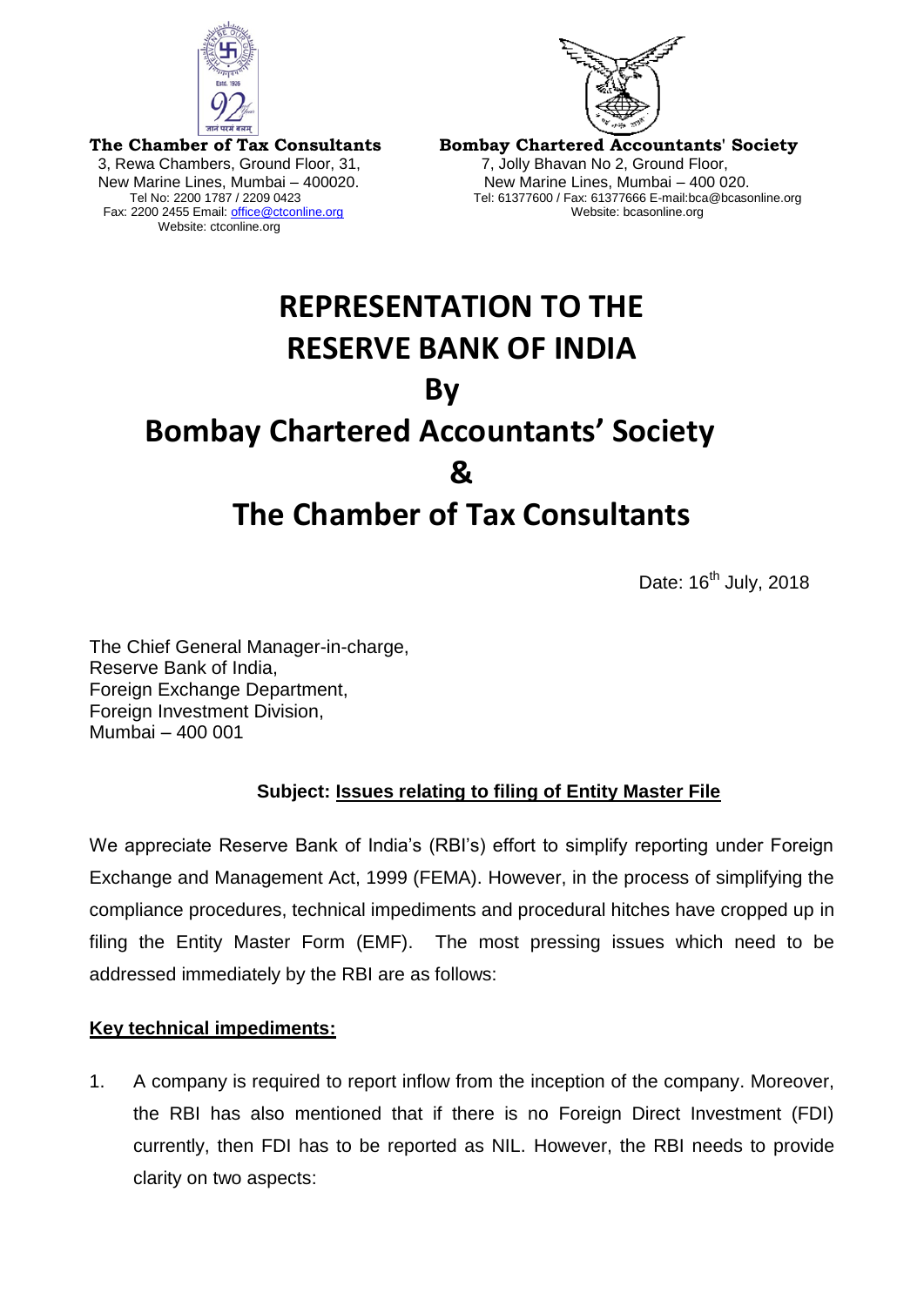**The Chamber of Tax Consultants**
3, Rewa Chambers, Ground Floor, 31,
New Marine Lines, Mumbai – 400020.
Tel No: 2200 1787 / 2209 0423
Fax: 2200 2455 Email: office@ctconline.org
Website: ctconline.org

**Bombay Chartered Accountants' Society**
7, Jolly Bhavan No 2, Ground Floor,
New Marine Lines, Mumbai – 400 020.
Tel: 61377600 / Fax: 61377666 E-mail:bca@bcasonline.org
Website: bcasonline.org

# REPRESENTATION TO THE RESERVE BANK OF INDIA

# By

# Bombay Chartered Accountants' Society

# &

# The Chamber of Tax Consultants

Date: 16th July, 2018

The Chief General Manager-in-charge,
Reserve Bank of India,
Foreign Exchange Department,
Foreign Investment Division,
Mumbai – 400 001

**Subject: Issues relating to filing of Entity Master File**

We appreciate Reserve Bank of India's (RBI's) effort to simplify reporting under Foreign Exchange and Management Act, 1999 (FEMA). However, in the process of simplifying the compliance procedures, technical impediments and procedural hitches have cropped up in filing the Entity Master Form (EMF). The most pressing issues which need to be addressed immediately by the RBI are as follows:

**Key technical impediments:**

1. A company is required to report inflow from the inception of the company. Moreover, the RBI has also mentioned that if there is no Foreign Direct Investment (FDI) currently, then FDI has to be reported as NIL. However, the RBI needs to provide clarity on two aspects: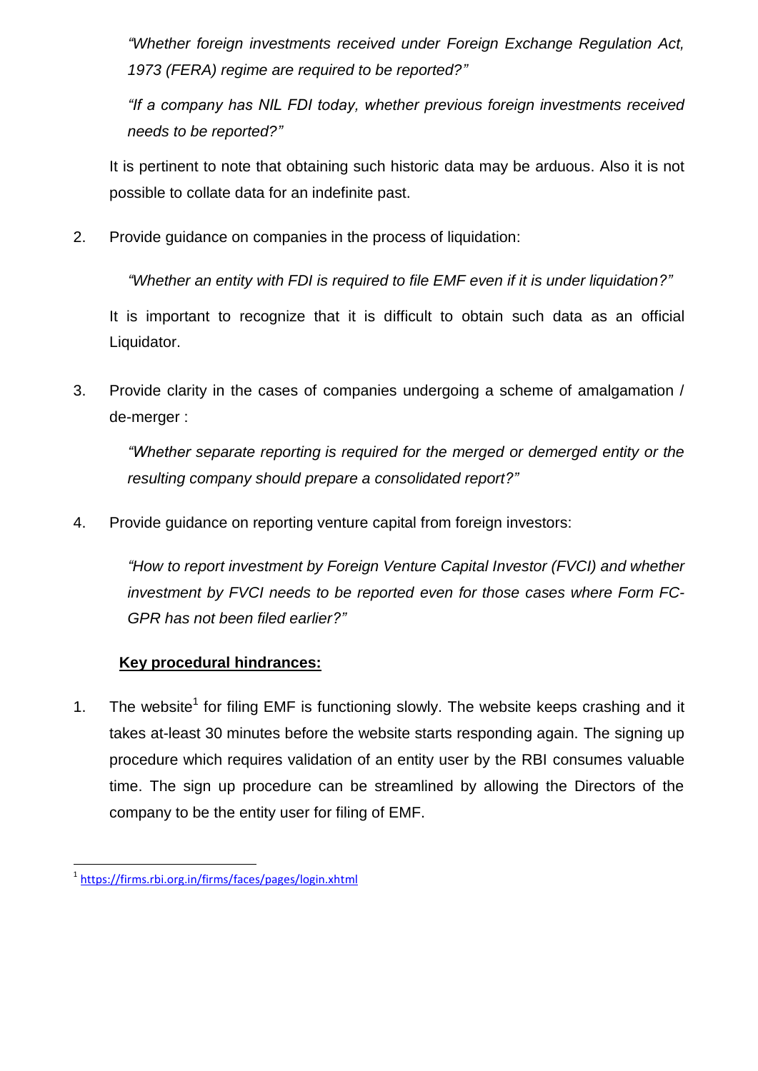*"Whether foreign investments received under Foreign Exchange Regulation Act, 1973 (FERA) regime are required to be reported?"*

*"If a company has NIL FDI today, whether previous foreign investments received needs to be reported?"*

It is pertinent to note that obtaining such historic data may be arduous. Also it is not possible to collate data for an indefinite past.

2. Provide guidance on companies in the process of liquidation:

   *"Whether an entity with FDI is required to file EMF even if it is under liquidation?"*

   It is important to recognize that it is difficult to obtain such data as an official Liquidator.

3. Provide clarity in the cases of companies undergoing a scheme of amalgamation / de-merger :

   *"Whether separate reporting is required for the merged or demerged entity or the resulting company should prepare a consolidated report?"*

4. Provide guidance on reporting venture capital from foreign investors:

   *"How to report investment by Foreign Venture Capital Investor (FVCI) and whether investment by FVCI needs to be reported even for those cases where Form FC-GPR has not been filed earlier?"*

**<u>Key procedural hindrances:</u>**

1. The website[1] for filing EMF is functioning slowly. The website keeps crashing and it takes at-least 30 minutes before the website starts responding again. The signing up procedure which requires validation of an entity user by the RBI consumes valuable time. The sign up procedure can be streamlined by allowing the Directors of the company to be the entity user for filing of EMF.

---

[1] https://firms.rbi.org.in/firms/faces/pages/login.xhtml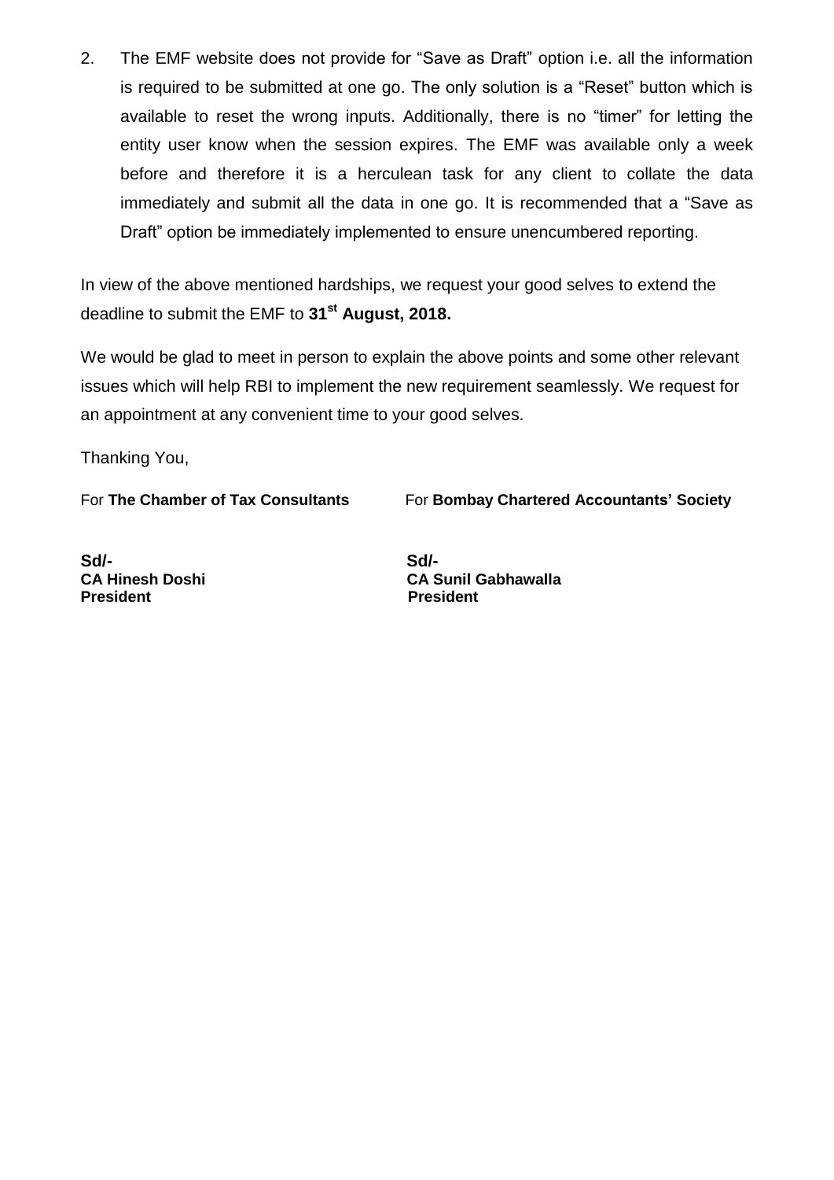2. The EMF website does not provide for "Save as Draft" option i.e. all the information is required to be submitted at one go. The only solution is a "Reset" button which is available to reset the wrong inputs. Additionally, there is no "timer" for letting the entity user know when the session expires. The EMF was available only a week before and therefore it is a herculean task for any client to collate the data immediately and submit all the data in one go. It is recommended that a "Save as Draft" option be immediately implemented to ensure unencumbered reporting.

In view of the above mentioned hardships, we request your good selves to extend the deadline to submit the EMF to **31st August, 2018.**

We would be glad to meet in person to explain the above points and some other relevant issues which will help RBI to implement the new requirement seamlessly. We request for an appointment at any convenient time to your good selves.

Thanking You,

For **The Chamber of Tax Consultants**

**Sd/-**
**CA Hinesh Doshi**
**President**

For **Bombay Chartered Accountants' Society**

**Sd/-**
**CA Sunil Gabhawalla**
**President**